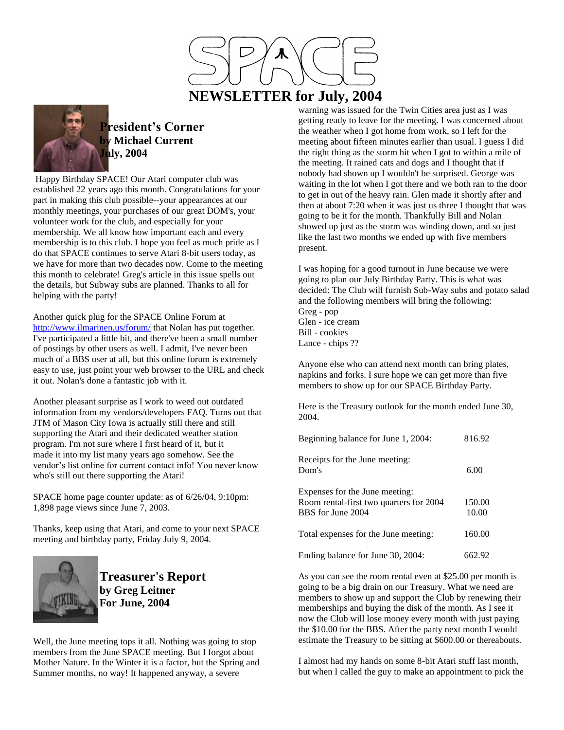# SPACE

# NEWSLETTER for July, 2004

## President's Corner
### by Michael Current
### July, 2004

Happy Birthday SPACE! Our Atari computer club was established 22 years ago this month. Congratulations for your part in making this club possible--your appearances at our monthly meetings, your purchases of our great DOM's, your volunteer work for the club, and especially for your membership. We all know how important each and every membership is to this club. I hope you feel as much pride as I do that SPACE continues to serve Atari 8-bit users today, as we have for more than two decades now. Come to the meeting this month to celebrate! Greg's article in this issue spells out the details, but Subway subs are planned. Thanks to all for helping with the party!

Another quick plug for the SPACE Online Forum at http://www.ilmarinen.us/forum/ that Nolan has put together. I've participated a little bit, and there've been a small number of postings by other users as well. I admit, I've never been much of a BBS user at all, but this online forum is extremely easy to use, just point your web browser to the URL and check it out. Nolan's done a fantastic job with it.

Another pleasant surprise as I work to weed out outdated information from my vendors/developers FAQ. Turns out that JTM of Mason City Iowa is actually still there and still supporting the Atari and their dedicated weather station program. I'm not sure where I first heard of it, but it made it into my list many years ago somehow. See the vendor's list online for current contact info! You never know who's still out there supporting the Atari!

SPACE home page counter update: as of 6/26/04, 9:10pm: 1,898 page views since June 7, 2003.

Thanks, keep using that Atari, and come to your next SPACE meeting and birthday party, Friday July 9, 2004.

## Treasurer's Report
### by Greg Leitner
### For June, 2004

Well, the June meeting tops it all. Nothing was going to stop members from the June SPACE meeting. But I forgot about Mother Nature. In the Winter it is a factor, but the Spring and Summer months, no way! It happened anyway, a severe warning was issued for the Twin Cities area just as I was getting ready to leave for the meeting. I was concerned about the weather when I got home from work, so I left for the meeting about fifteen minutes earlier than usual. I guess I did the right thing as the storm hit when I got to within a mile of the meeting. It rained cats and dogs and I thought that if nobody had shown up I wouldn't be surprised. George was waiting in the lot when I got there and we both ran to the door to get in out of the heavy rain. Glen made it shortly after and then at about 7:20 when it was just us three I thought that was going to be it for the month. Thankfully Bill and Nolan showed up just as the storm was winding down, and so just like the last two months we ended up with five members present.

I was hoping for a good turnout in June because we were going to plan our July Birthday Party. This is what was decided: The Club will furnish Sub-Way subs and potato salad and the following members will bring the following:
Greg - pop
Glen - ice cream
Bill - cookies
Lance - chips ??

Anyone else who can attend next month can bring plates, napkins and forks. I sure hope we can get more than five members to show up for our SPACE Birthday Party.

Here is the Treasury outlook for the month ended June 30, 2004.

| | |
|---|---|
| Beginning balance for June 1, 2004: | 816.92 |
| Receipts for the June meeting: | |
| Dom's | 6.00 |
| Expenses for the June meeting: | |
| Room rental-first two quarters for 2004 | 150.00 |
| BBS for June 2004 | 10.00 |
| Total expenses for the June meeting: | 160.00 |
| Ending balance for June 30, 2004: | 662.92 |

As you can see the room rental even at $25.00 per month is going to be a big drain on our Treasury. What we need are members to show up and support the Club by renewing their memberships and buying the disk of the month. As I see it now the Club will lose money every month with just paying the $10.00 for the BBS. After the party next month I would estimate the Treasury to be sitting at $600.00 or thereabouts.

I almost had my hands on some 8-bit Atari stuff last month, but when I called the guy to make an appointment to pick the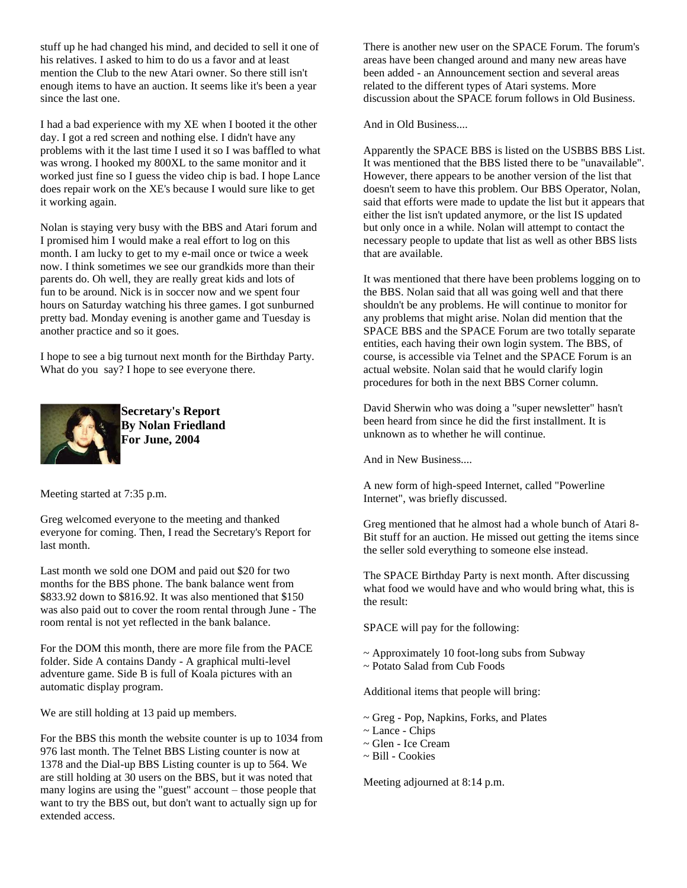stuff up he had changed his mind, and decided to sell it one of his relatives. I asked to him to do us a favor and at least mention the Club to the new Atari owner. So there still isn't enough items to have an auction. It seems like it's been a year since the last one.

I had a bad experience with my XE when I booted it the other day. I got a red screen and nothing else. I didn't have any problems with it the last time I used it so I was baffled to what was wrong. I hooked my 800XL to the same monitor and it worked just fine so I guess the video chip is bad. I hope Lance does repair work on the XE's because I would sure like to get it working again.

Nolan is staying very busy with the BBS and Atari forum and I promised him I would make a real effort to log on this month. I am lucky to get to my e-mail once or twice a week now. I think sometimes we see our grandkids more than their parents do. Oh well, they are really great kids and lots of fun to be around. Nick is in soccer now and we spent four hours on Saturday watching his three games. I got sunburned pretty bad. Monday evening is another game and Tuesday is another practice and so it goes.

I hope to see a big turnout next month for the Birthday Party. What do you say? I hope to see everyone there.

**Secretary's Report**
**By Nolan Friedland**
**For June, 2004**

Meeting started at 7:35 p.m.

Greg welcomed everyone to the meeting and thanked everyone for coming. Then, I read the Secretary's Report for last month.

Last month we sold one DOM and paid out $20 for two months for the BBS phone. The bank balance went from $833.92 down to $816.92. It was also mentioned that $150 was also paid out to cover the room rental through June - The room rental is not yet reflected in the bank balance.

For the DOM this month, there are more file from the PACE folder. Side A contains Dandy - A graphical multi-level adventure game. Side B is full of Koala pictures with an automatic display program.

We are still holding at 13 paid up members.

For the BBS this month the website counter is up to 1034 from 976 last month. The Telnet BBS Listing counter is now at 1378 and the Dial-up BBS Listing counter is up to 564. We are still holding at 30 users on the BBS, but it was noted that many logins are using the "guest" account – those people that want to try the BBS out, but don't want to actually sign up for extended access.

There is another new user on the SPACE Forum. The forum's areas have been changed around and many new areas have been added - an Announcement section and several areas related to the different types of Atari systems. More discussion about the SPACE forum follows in Old Business.

And in Old Business....

Apparently the SPACE BBS is listed on the USBBS BBS List. It was mentioned that the BBS listed there to be "unavailable". However, there appears to be another version of the list that doesn't seem to have this problem. Our BBS Operator, Nolan, said that efforts were made to update the list but it appears that either the list isn't updated anymore, or the list IS updated but only once in a while. Nolan will attempt to contact the necessary people to update that list as well as other BBS lists that are available.

It was mentioned that there have been problems logging on to the BBS. Nolan said that all was going well and that there shouldn't be any problems. He will continue to monitor for any problems that might arise. Nolan did mention that the SPACE BBS and the SPACE Forum are two totally separate entities, each having their own login system. The BBS, of course, is accessible via Telnet and the SPACE Forum is an actual website. Nolan said that he would clarify login procedures for both in the next BBS Corner column.

David Sherwin who was doing a "super newsletter" hasn't been heard from since he did the first installment. It is unknown as to whether he will continue.

And in New Business....

A new form of high-speed Internet, called "Powerline Internet", was briefly discussed.

Greg mentioned that he almost had a whole bunch of Atari 8-Bit stuff for an auction. He missed out getting the items since the seller sold everything to someone else instead.

The SPACE Birthday Party is next month. After discussing what food we would have and who would bring what, this is the result:

SPACE will pay for the following:

~ Approximately 10 foot-long subs from Subway
~ Potato Salad from Cub Foods

Additional items that people will bring:

~ Greg - Pop, Napkins, Forks, and Plates
~ Lance - Chips
~ Glen - Ice Cream
~ Bill - Cookies

Meeting adjourned at 8:14 p.m.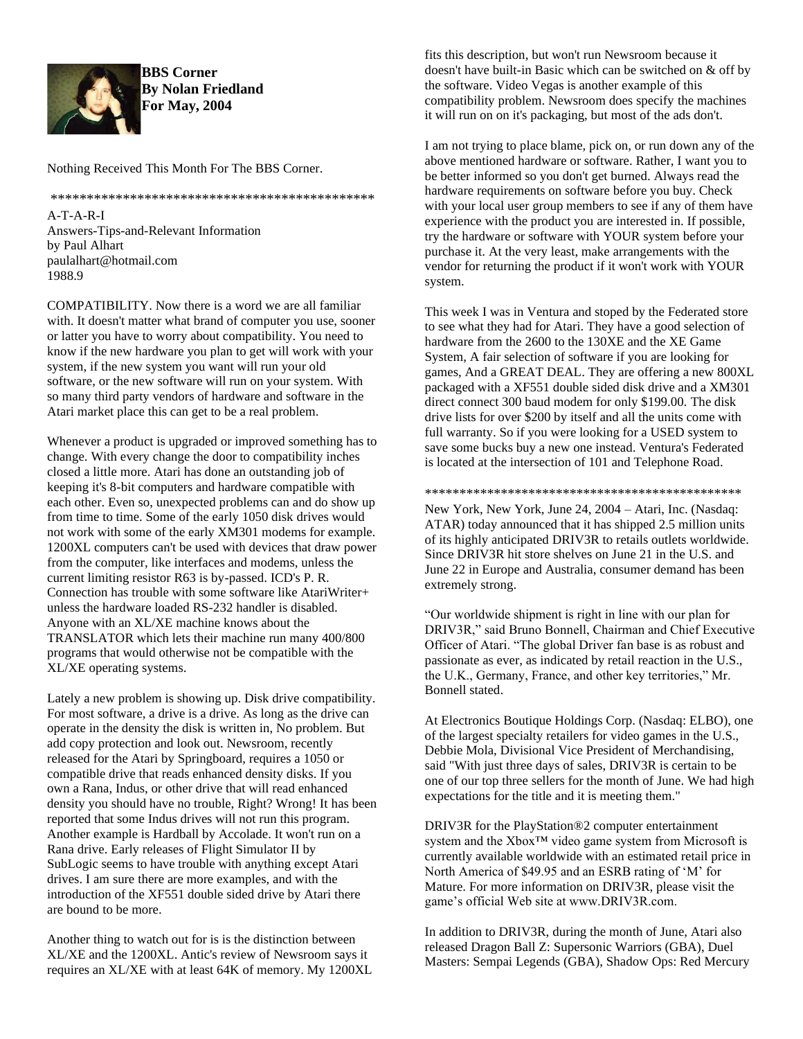**BBS Corner**
**By Nolan Friedland**
**For May, 2004**

Nothing Received This Month For The BBS Corner.

************************************************

A-T-A-R-I
Answers-Tips-and-Relevant Information
by Paul Alhart
paulalhart@hotmail.com
1988.9

COMPATIBILITY. Now there is a word we are all familiar with. It doesn't matter what brand of computer you use, sooner or latter you have to worry about compatibility. You need to know if the new hardware you plan to get will work with your system, if the new system you want will run your old software, or the new software will run on your system. With so many third party vendors of hardware and software in the Atari market place this can get to be a real problem.

Whenever a product is upgraded or improved something has to change. With every change the door to compatibility inches closed a little more. Atari has done an outstanding job of keeping it's 8-bit computers and hardware compatible with each other. Even so, unexpected problems can and do show up from time to time. Some of the early 1050 disk drives would not work with some of the early XM301 modems for example. 1200XL computers can't be used with devices that draw power from the computer, like interfaces and modems, unless the current limiting resistor R63 is by-passed. ICD's P. R. Connection has trouble with some software like AtariWriter+ unless the hardware loaded RS-232 handler is disabled. Anyone with an XL/XE machine knows about the TRANSLATOR which lets their machine run many 400/800 programs that would otherwise not be compatible with the XL/XE operating systems.

Lately a new problem is showing up. Disk drive compatibility. For most software, a drive is a drive. As long as the drive can operate in the density the disk is written in, No problem. But add copy protection and look out. Newsroom, recently released for the Atari by Springboard, requires a 1050 or compatible drive that reads enhanced density disks. If you own a Rana, Indus, or other drive that will read enhanced density you should have no trouble, Right? Wrong! It has been reported that some Indus drives will not run this program. Another example is Hardball by Accolade. It won't run on a Rana drive. Early releases of Flight Simulator II by SubLogic seems to have trouble with anything except Atari drives. I am sure there are more examples, and with the introduction of the XF551 double sided drive by Atari there are bound to be more.

Another thing to watch out for is is the distinction between XL/XE and the 1200XL. Antic's review of Newsroom says it requires an XL/XE with at least 64K of memory. My 1200XL fits this description, but won't run Newsroom because it doesn't have built-in Basic which can be switched on & off by the software. Video Vegas is another example of this compatibility problem. Newsroom does specify the machines it will run on on it's packaging, but most of the ads don't.

I am not trying to place blame, pick on, or run down any of the above mentioned hardware or software. Rather, I want you to be better informed so you don't get burned. Always read the hardware requirements on software before you buy. Check with your local user group members to see if any of them have experience with the product you are interested in. If possible, try the hardware or software with YOUR system before your purchase it. At the very least, make arrangements with the vendor for returning the product if it won't work with YOUR system.

This week I was in Ventura and stoped by the Federated store to see what they had for Atari. They have a good selection of hardware from the 2600 to the 130XE and the XE Game System, A fair selection of software if you are looking for games, And a GREAT DEAL. They are offering a new 800XL packaged with a XF551 double sided disk drive and a XM301 direct connect 300 baud modem for only $199.00. The disk drive lists for over $200 by itself and all the units come with full warranty. So if you were looking for a USED system to save some bucks buy a new one instead. Ventura's Federated is located at the intersection of 101 and Telephone Road.

************************************************

New York, New York, June 24, 2004 – Atari, Inc. (Nasdaq: ATAR) today announced that it has shipped 2.5 million units of its highly anticipated DRIV3R to retails outlets worldwide. Since DRIV3R hit store shelves on June 21 in the U.S. and June 22 in Europe and Australia, consumer demand has been extremely strong.

“Our worldwide shipment is right in line with our plan for DRIV3R,” said Bruno Bonnell, Chairman and Chief Executive Officer of Atari. “The global Driver fan base is as robust and passionate as ever, as indicated by retail reaction in the U.S., the U.K., Germany, France, and other key territories,” Mr. Bonnell stated.

At Electronics Boutique Holdings Corp. (Nasdaq: ELBO), one of the largest specialty retailers for video games in the U.S., Debbie Mola, Divisional Vice President of Merchandising, said "With just three days of sales, DRIV3R is certain to be one of our top three sellers for the month of June. We had high expectations for the title and it is meeting them."

DRIV3R for the PlayStation®2 computer entertainment system and the Xbox™ video game system from Microsoft is currently available worldwide with an estimated retail price in North America of $49.95 and an ESRB rating of ‘M’ for Mature. For more information on DRIV3R, please visit the game’s official Web site at www.DRIV3R.com.

In addition to DRIV3R, during the month of June, Atari also released Dragon Ball Z: Supersonic Warriors (GBA), Duel Masters: Sempai Legends (GBA), Shadow Ops: Red Mercury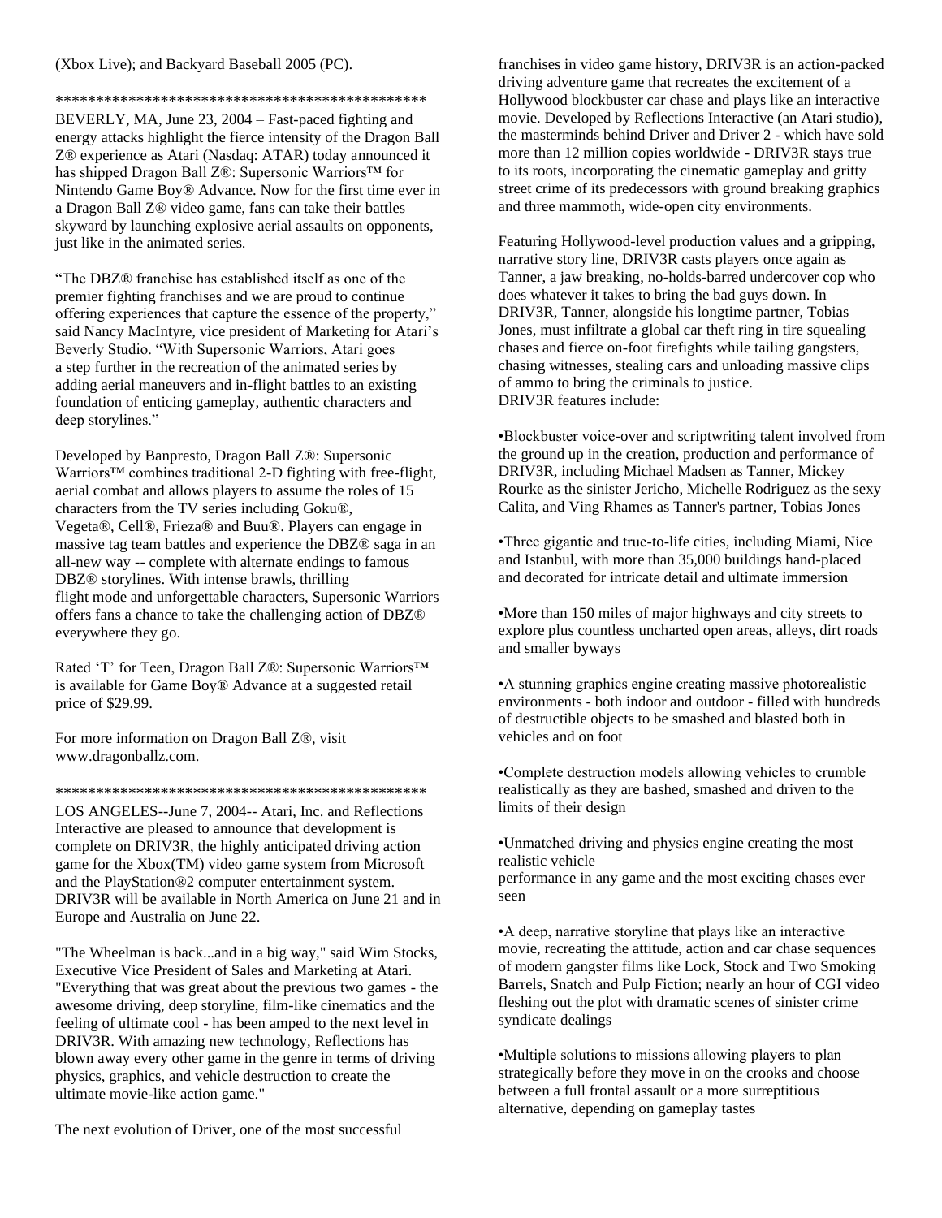(Xbox Live); and Backyard Baseball 2005 (PC).

***********************************************

BEVERLY, MA, June 23, 2004 – Fast-paced fighting and energy attacks highlight the fierce intensity of the Dragon Ball Z® experience as Atari (Nasdaq: ATAR) today announced it has shipped Dragon Ball Z®: Supersonic Warriors™ for Nintendo Game Boy® Advance. Now for the first time ever in a Dragon Ball Z® video game, fans can take their battles skyward by launching explosive aerial assaults on opponents, just like in the animated series.

"The DBZ® franchise has established itself as one of the premier fighting franchises and we are proud to continue offering experiences that capture the essence of the property," said Nancy MacIntyre, vice president of Marketing for Atari's Beverly Studio. "With Supersonic Warriors, Atari goes a step further in the recreation of the animated series by adding aerial maneuvers and in-flight battles to an existing foundation of enticing gameplay, authentic characters and deep storylines."

Developed by Banpresto, Dragon Ball Z®: Supersonic Warriors™ combines traditional 2-D fighting with free-flight, aerial combat and allows players to assume the roles of 15 characters from the TV series including Goku®, Vegeta®, Cell®, Frieza® and Buu®. Players can engage in massive tag team battles and experience the DBZ® saga in an all-new way -- complete with alternate endings to famous DBZ® storylines. With intense brawls, thrilling flight mode and unforgettable characters, Supersonic Warriors offers fans a chance to take the challenging action of DBZ® everywhere they go.

Rated 'T' for Teen, Dragon Ball Z®: Supersonic Warriors™ is available for Game Boy® Advance at a suggested retail price of $29.99.

For more information on Dragon Ball Z®, visit www.dragonballz.com.

***********************************************

LOS ANGELES--June 7, 2004-- Atari, Inc. and Reflections Interactive are pleased to announce that development is complete on DRIV3R, the highly anticipated driving action game for the Xbox(TM) video game system from Microsoft and the PlayStation®2 computer entertainment system. DRIV3R will be available in North America on June 21 and in Europe and Australia on June 22.

"The Wheelman is back...and in a big way," said Wim Stocks, Executive Vice President of Sales and Marketing at Atari. "Everything that was great about the previous two games - the awesome driving, deep storyline, film-like cinematics and the feeling of ultimate cool - has been amped to the next level in DRIV3R. With amazing new technology, Reflections has blown away every other game in the genre in terms of driving physics, graphics, and vehicle destruction to create the ultimate movie-like action game."

The next evolution of Driver, one of the most successful franchises in video game history, DRIV3R is an action-packed driving adventure game that recreates the excitement of a Hollywood blockbuster car chase and plays like an interactive movie. Developed by Reflections Interactive (an Atari studio), the masterminds behind Driver and Driver 2 - which have sold more than 12 million copies worldwide - DRIV3R stays true to its roots, incorporating the cinematic gameplay and gritty street crime of its predecessors with ground breaking graphics and three mammoth, wide-open city environments.

Featuring Hollywood-level production values and a gripping, narrative story line, DRIV3R casts players once again as Tanner, a jaw breaking, no-holds-barred undercover cop who does whatever it takes to bring the bad guys down. In DRIV3R, Tanner, alongside his longtime partner, Tobias Jones, must infiltrate a global car theft ring in tire squealing chases and fierce on-foot firefights while tailing gangsters, chasing witnesses, stealing cars and unloading massive clips of ammo to bring the criminals to justice.
DRIV3R features include:

•Blockbuster voice-over and scriptwriting talent involved from the ground up in the creation, production and performance of DRIV3R, including Michael Madsen as Tanner, Mickey Rourke as the sinister Jericho, Michelle Rodriguez as the sexy Calita, and Ving Rhames as Tanner's partner, Tobias Jones

•Three gigantic and true-to-life cities, including Miami, Nice and Istanbul, with more than 35,000 buildings hand-placed and decorated for intricate detail and ultimate immersion

•More than 150 miles of major highways and city streets to explore plus countless uncharted open areas, alleys, dirt roads and smaller byways

•A stunning graphics engine creating massive photorealistic environments - both indoor and outdoor - filled with hundreds of destructible objects to be smashed and blasted both in vehicles and on foot

•Complete destruction models allowing vehicles to crumble realistically as they are bashed, smashed and driven to the limits of their design

•Unmatched driving and physics engine creating the most realistic vehicle
performance in any game and the most exciting chases ever seen

•A deep, narrative storyline that plays like an interactive movie, recreating the attitude, action and car chase sequences of modern gangster films like Lock, Stock and Two Smoking Barrels, Snatch and Pulp Fiction; nearly an hour of CGI video fleshing out the plot with dramatic scenes of sinister crime syndicate dealings

•Multiple solutions to missions allowing players to plan strategically before they move in on the crooks and choose between a full frontal assault or a more surreptitious alternative, depending on gameplay tastes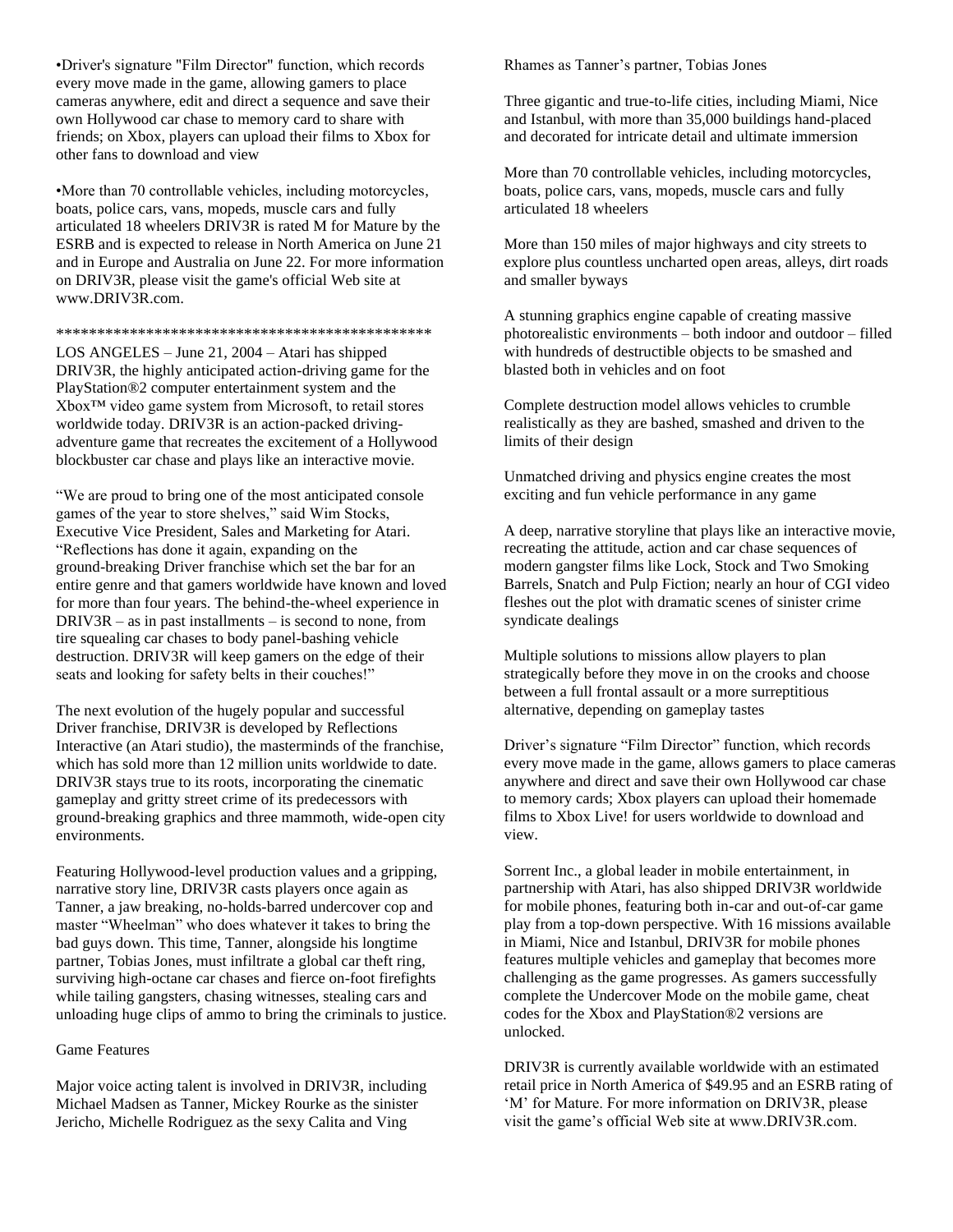•Driver's signature "Film Director" function, which records every move made in the game, allowing gamers to place cameras anywhere, edit and direct a sequence and save their own Hollywood car chase to memory card to share with friends; on Xbox, players can upload their films to Xbox for other fans to download and view

•More than 70 controllable vehicles, including motorcycles, boats, police cars, vans, mopeds, muscle cars and fully articulated 18 wheelers DRIV3R is rated M for Mature by the ESRB and is expected to release in North America on June 21 and in Europe and Australia on June 22. For more information on DRIV3R, please visit the game's official Web site at www.DRIV3R.com.

**********************************************

LOS ANGELES – June 21, 2004 – Atari has shipped DRIV3R, the highly anticipated action-driving game for the PlayStation®2 computer entertainment system and the Xbox™ video game system from Microsoft, to retail stores worldwide today. DRIV3R is an action-packed driving-adventure game that recreates the excitement of a Hollywood blockbuster car chase and plays like an interactive movie.

"We are proud to bring one of the most anticipated console games of the year to store shelves," said Wim Stocks, Executive Vice President, Sales and Marketing for Atari. "Reflections has done it again, expanding on the ground-breaking Driver franchise which set the bar for an entire genre and that gamers worldwide have known and loved for more than four years. The behind-the-wheel experience in DRIV3R – as in past installments – is second to none, from tire squealing car chases to body panel-bashing vehicle destruction. DRIV3R will keep gamers on the edge of their seats and looking for safety belts in their couches!"

The next evolution of the hugely popular and successful Driver franchise, DRIV3R is developed by Reflections Interactive (an Atari studio), the masterminds of the franchise, which has sold more than 12 million units worldwide to date. DRIV3R stays true to its roots, incorporating the cinematic gameplay and gritty street crime of its predecessors with ground-breaking graphics and three mammoth, wide-open city environments.

Featuring Hollywood-level production values and a gripping, narrative story line, DRIV3R casts players once again as Tanner, a jaw breaking, no-holds-barred undercover cop and master "Wheelman" who does whatever it takes to bring the bad guys down. This time, Tanner, alongside his longtime partner, Tobias Jones, must infiltrate a global car theft ring, surviving high-octane car chases and fierce on-foot firefights while tailing gangsters, chasing witnesses, stealing cars and unloading huge clips of ammo to bring the criminals to justice.

Game Features

Major voice acting talent is involved in DRIV3R, including Michael Madsen as Tanner, Mickey Rourke as the sinister Jericho, Michelle Rodriguez as the sexy Calita and Ving Rhames as Tanner's partner, Tobias Jones

Three gigantic and true-to-life cities, including Miami, Nice and Istanbul, with more than 35,000 buildings hand-placed and decorated for intricate detail and ultimate immersion

More than 70 controllable vehicles, including motorcycles, boats, police cars, vans, mopeds, muscle cars and fully articulated 18 wheelers

More than 150 miles of major highways and city streets to explore plus countless uncharted open areas, alleys, dirt roads and smaller byways

A stunning graphics engine capable of creating massive photorealistic environments – both indoor and outdoor – filled with hundreds of destructible objects to be smashed and blasted both in vehicles and on foot

Complete destruction model allows vehicles to crumble realistically as they are bashed, smashed and driven to the limits of their design

Unmatched driving and physics engine creates the most exciting and fun vehicle performance in any game

A deep, narrative storyline that plays like an interactive movie, recreating the attitude, action and car chase sequences of modern gangster films like Lock, Stock and Two Smoking Barrels, Snatch and Pulp Fiction; nearly an hour of CGI video fleshes out the plot with dramatic scenes of sinister crime syndicate dealings

Multiple solutions to missions allow players to plan strategically before they move in on the crooks and choose between a full frontal assault or a more surreptitious alternative, depending on gameplay tastes

Driver's signature "Film Director" function, which records every move made in the game, allows gamers to place cameras anywhere and direct and save their own Hollywood car chase to memory cards; Xbox players can upload their homemade films to Xbox Live! for users worldwide to download and view.

Sorrent Inc., a global leader in mobile entertainment, in partnership with Atari, has also shipped DRIV3R worldwide for mobile phones, featuring both in-car and out-of-car game play from a top-down perspective. With 16 missions available in Miami, Nice and Istanbul, DRIV3R for mobile phones features multiple vehicles and gameplay that becomes more challenging as the game progresses. As gamers successfully complete the Undercover Mode on the mobile game, cheat codes for the Xbox and PlayStation®2 versions are unlocked.

DRIV3R is currently available worldwide with an estimated retail price in North America of $49.95 and an ESRB rating of 'M' for Mature. For more information on DRIV3R, please visit the game's official Web site at www.DRIV3R.com.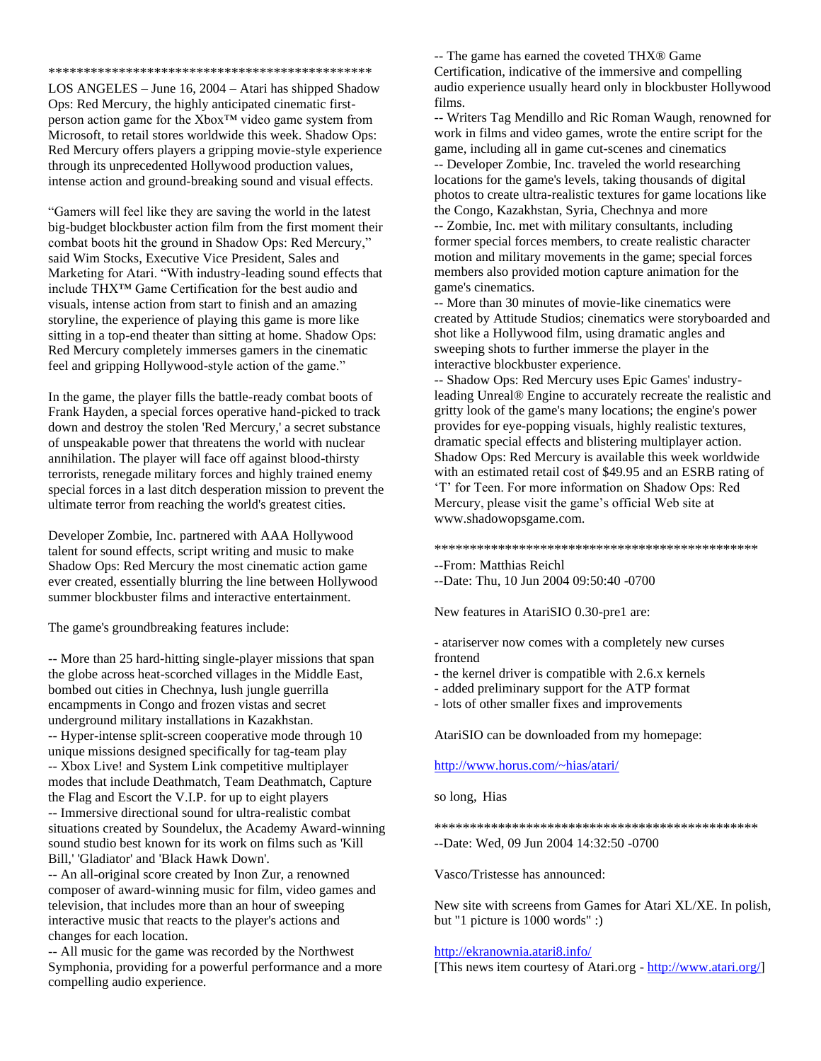\*\*\*\*\*\*\*\*\*\*\*\*\*\*\*\*\*\*\*\*\*\*\*\*\*\*\*\*\*\*\*\*\*\*\*\*\*\*\*\*\*\*\*\*\*\*\*\*

LOS ANGELES – June 16, 2004 – Atari has shipped Shadow Ops: Red Mercury, the highly anticipated cinematic first-person action game for the Xbox™ video game system from Microsoft, to retail stores worldwide this week. Shadow Ops: Red Mercury offers players a gripping movie-style experience through its unprecedented Hollywood production values, intense action and ground-breaking sound and visual effects.

"Gamers will feel like they are saving the world in the latest big-budget blockbuster action film from the first moment their combat boots hit the ground in Shadow Ops: Red Mercury," said Wim Stocks, Executive Vice President, Sales and Marketing for Atari. "With industry-leading sound effects that include THX™ Game Certification for the best audio and visuals, intense action from start to finish and an amazing storyline, the experience of playing this game is more like sitting in a top-end theater than sitting at home. Shadow Ops: Red Mercury completely immerses gamers in the cinematic feel and gripping Hollywood-style action of the game."

In the game, the player fills the battle-ready combat boots of Frank Hayden, a special forces operative hand-picked to track down and destroy the stolen 'Red Mercury,' a secret substance of unspeakable power that threatens the world with nuclear annihilation. The player will face off against blood-thirsty terrorists, renegade military forces and highly trained enemy special forces in a last ditch desperation mission to prevent the ultimate terror from reaching the world's greatest cities.

Developer Zombie, Inc. partnered with AAA Hollywood talent for sound effects, script writing and music to make Shadow Ops: Red Mercury the most cinematic action game ever created, essentially blurring the line between Hollywood summer blockbuster films and interactive entertainment.

The game's groundbreaking features include:

-- More than 25 hard-hitting single-player missions that span the globe across heat-scorched villages in the Middle East, bombed out cities in Chechnya, lush jungle guerrilla encampments in Congo and frozen vistas and secret underground military installations in Kazakhstan.
-- Hyper-intense split-screen cooperative mode through 10 unique missions designed specifically for tag-team play
-- Xbox Live! and System Link competitive multiplayer modes that include Deathmatch, Team Deathmatch, Capture the Flag and Escort the V.I.P. for up to eight players
-- Immersive directional sound for ultra-realistic combat situations created by Soundelux, the Academy Award-winning sound studio best known for its work on films such as 'Kill Bill,' 'Gladiator' and 'Black Hawk Down'.
-- An all-original score created by Inon Zur, a renowned composer of award-winning music for film, video games and television, that includes more than an hour of sweeping interactive music that reacts to the player's actions and changes for each location.
-- All music for the game was recorded by the Northwest Symphonia, providing for a powerful performance and a more compelling audio experience.
-- The game has earned the coveted THX® Game Certification, indicative of the immersive and compelling audio experience usually heard only in blockbuster Hollywood films.
-- Writers Tag Mendillo and Ric Roman Waugh, renowned for work in films and video games, wrote the entire script for the game, including all in game cut-scenes and cinematics
-- Developer Zombie, Inc. traveled the world researching locations for the game's levels, taking thousands of digital photos to create ultra-realistic textures for game locations like the Congo, Kazakhstan, Syria, Chechnya and more
-- Zombie, Inc. met with military consultants, including former special forces members, to create realistic character motion and military movements in the game; special forces members also provided motion capture animation for the game's cinematics.
-- More than 30 minutes of movie-like cinematics were created by Attitude Studios; cinematics were storyboarded and shot like a Hollywood film, using dramatic angles and sweeping shots to further immerse the player in the interactive blockbuster experience.
-- Shadow Ops: Red Mercury uses Epic Games' industry-leading Unreal® Engine to accurately recreate the realistic and gritty look of the game's many locations; the engine's power provides for eye-popping visuals, highly realistic textures, dramatic special effects and blistering multiplayer action.

Shadow Ops: Red Mercury is available this week worldwide with an estimated retail cost of $49.95 and an ESRB rating of 'T' for Teen. For more information on Shadow Ops: Red Mercury, please visit the game's official Web site at www.shadowopsgame.com.

\*\*\*\*\*\*\*\*\*\*\*\*\*\*\*\*\*\*\*\*\*\*\*\*\*\*\*\*\*\*\*\*\*\*\*\*\*\*\*\*\*\*\*\*\*\*\*\*

--From: Matthias Reichl
--Date: Thu, 10 Jun 2004 09:50:40 -0700

New features in AtariSIO 0.30-pre1 are:

- atariserver now comes with a completely new curses frontend
- the kernel driver is compatible with 2.6.x kernels
- added preliminary support for the ATP format
- lots of other smaller fixes and improvements

AtariSIO can be downloaded from my homepage:

http://www.horus.com/~hias/atari/

so long, Hias

\*\*\*\*\*\*\*\*\*\*\*\*\*\*\*\*\*\*\*\*\*\*\*\*\*\*\*\*\*\*\*\*\*\*\*\*\*\*\*\*\*\*\*\*\*\*\*\*

--Date: Wed, 09 Jun 2004 14:32:50 -0700

Vasco/Tristesse has announced:

New site with screens from Games for Atari XL/XE. In polish, but "1 picture is 1000 words" :)

http://ekranownia.atari8.info/
[This news item courtesy of Atari.org - http://www.atari.org/]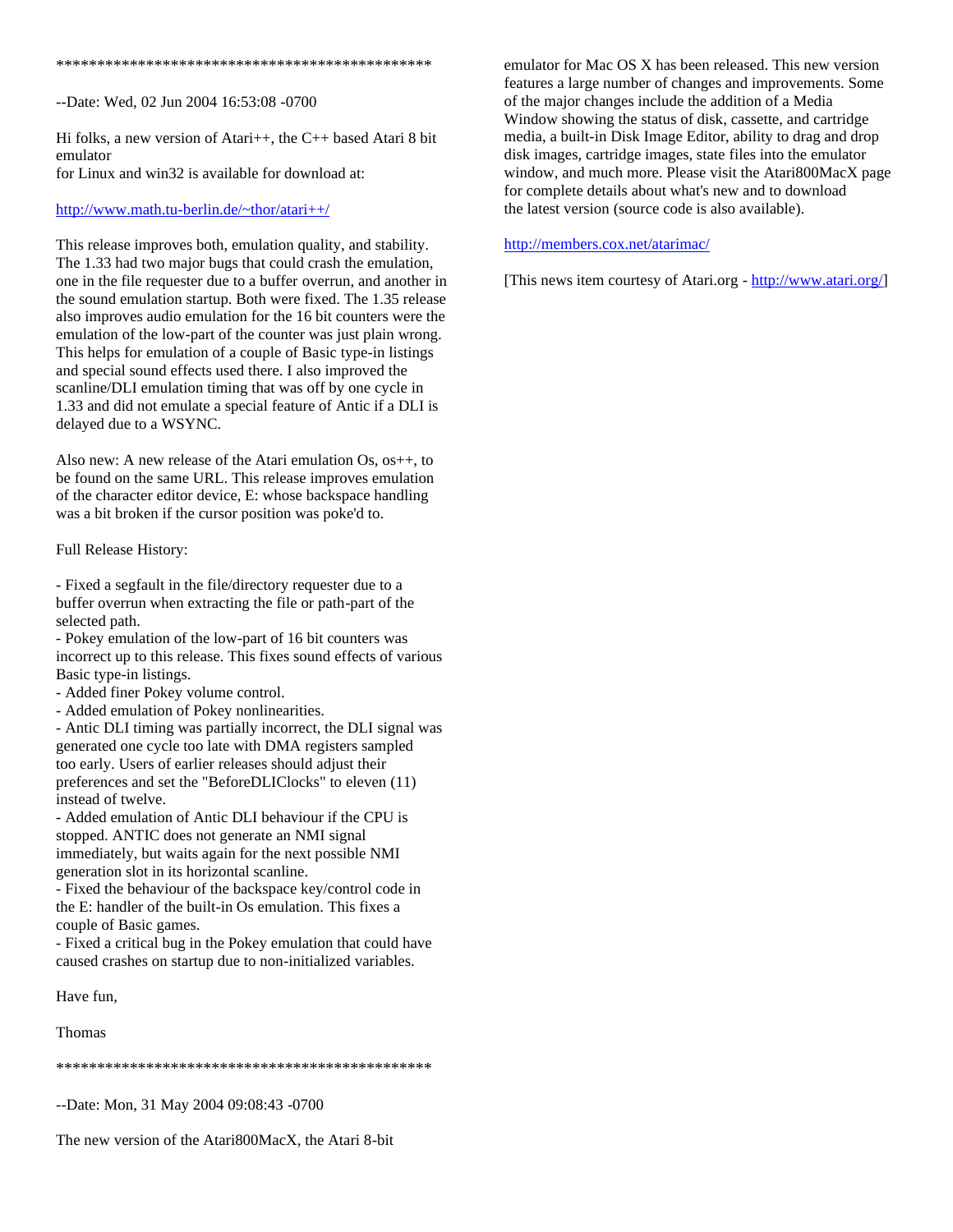\*\*\*\*\*\*\*\*\*\*\*\*\*\*\*\*\*\*\*\*\*\*\*\*\*\*\*\*\*\*\*\*\*\*\*\*\*\*\*\*\*\*\*\*\*\*\*\*

--Date: Wed, 02 Jun 2004 16:53:08 -0700

Hi folks, a new version of Atari++, the C++ based Atari 8 bit emulator
for Linux and win32 is available for download at:

http://www.math.tu-berlin.de/~thor/atari++/

This release improves both, emulation quality, and stability. The 1.33 had two major bugs that could crash the emulation, one in the file requester due to a buffer overrun, and another in the sound emulation startup. Both were fixed. The 1.35 release also improves audio emulation for the 16 bit counters were the emulation of the low-part of the counter was just plain wrong. This helps for emulation of a couple of Basic type-in listings and special sound effects used there. I also improved the scanline/DLI emulation timing that was off by one cycle in 1.33 and did not emulate a special feature of Antic if a DLI is delayed due to a WSYNC.

Also new: A new release of the Atari emulation Os, os++, to be found on the same URL. This release improves emulation of the character editor device, E: whose backspace handling was a bit broken if the cursor position was poke'd to.

Full Release History:

- Fixed a segfault in the file/directory requester due to a buffer overrun when extracting the file or path-part of the selected path.
- Pokey emulation of the low-part of 16 bit counters was incorrect up to this release. This fixes sound effects of various Basic type-in listings.
- Added finer Pokey volume control.
- Added emulation of Pokey nonlinearities.
- Antic DLI timing was partially incorrect, the DLI signal was generated one cycle too late with DMA registers sampled too early. Users of earlier releases should adjust their preferences and set the "BeforeDLIClocks" to eleven (11) instead of twelve.
- Added emulation of Antic DLI behaviour if the CPU is stopped. ANTIC does not generate an NMI signal immediately, but waits again for the next possible NMI generation slot in its horizontal scanline.
- Fixed the behaviour of the backspace key/control code in the E: handler of the built-in Os emulation. This fixes a couple of Basic games.
- Fixed a critical bug in the Pokey emulation that could have caused crashes on startup due to non-initialized variables.

Have fun,

Thomas

\*\*\*\*\*\*\*\*\*\*\*\*\*\*\*\*\*\*\*\*\*\*\*\*\*\*\*\*\*\*\*\*\*\*\*\*\*\*\*\*\*\*\*\*\*\*\*\*

--Date: Mon, 31 May 2004 09:08:43 -0700

The new version of the Atari800MacX, the Atari 8-bit emulator for Mac OS X has been released. This new version features a large number of changes and improvements. Some of the major changes include the addition of a Media Window showing the status of disk, cassette, and cartridge media, a built-in Disk Image Editor, ability to drag and drop disk images, cartridge images, state files into the emulator window, and much more. Please visit the Atari800MacX page for complete details about what's new and to download the latest version (source code is also available).

http://members.cox.net/atarimac/

[This news item courtesy of Atari.org - http://www.atari.org/]